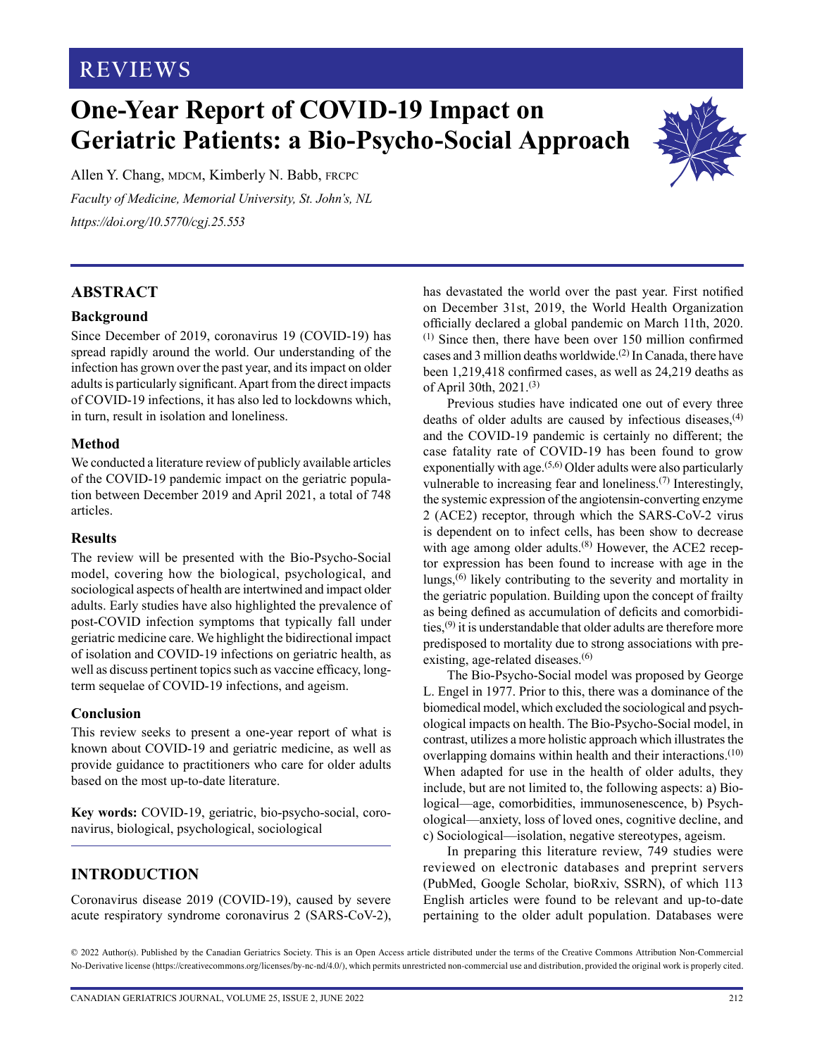REVIEWS

# One-Year Report of COVID-19 Impact on Geriatric Patients: a Bio-Psycho-Social Approach

Allen Y. Chang, MDCM, Kimberly N. Babb, FRCPC

*Faculty of Medicine, Memorial University, St. John's, NL*

*https://doi.org/10.5770/cgj.25.553*

## ABSTRACT

### Background

Since December of 2019, coronavirus 19 (COVID-19) has spread rapidly around the world. Our understanding of the infection has grown over the past year, and its impact on older adults is particularly significant. Apart from the direct impacts of COVID-19 infections, it has also led to lockdowns which, in turn, result in isolation and loneliness.

### Method

We conducted a literature review of publicly available articles of the COVID-19 pandemic impact on the geriatric population between December 2019 and April 2021, a total of 748 articles.

### Results

The review will be presented with the Bio-Psycho-Social model, covering how the biological, psychological, and sociological aspects of health are intertwined and impact older adults. Early studies have also highlighted the prevalence of post-COVID infection symptoms that typically fall under geriatric medicine care. We highlight the bidirectional impact of isolation and COVID-19 infections on geriatric health, as well as discuss pertinent topics such as vaccine efficacy, long-term sequelae of COVID-19 infections, and ageism.

### Conclusion

This review seeks to present a one-year report of what is known about COVID-19 and geriatric medicine, as well as provide guidance to practitioners who care for older adults based on the most up-to-date literature.

**Key words:** COVID-19, geriatric, bio-psycho-social, coronavirus, biological, psychological, sociological

## INTRODUCTION

Coronavirus disease 2019 (COVID-19), caused by severe acute respiratory syndrome coronavirus 2 (SARS-CoV-2), has devastated the world over the past year. First notified on December 31st, 2019, the World Health Organization officially declared a global pandemic on March 11th, 2020.[1] Since then, there have been over 150 million confirmed cases and 3 million deaths worldwide.[2] In Canada, there have been 1,219,418 confirmed cases, as well as 24,219 deaths as of April 30th, 2021.[3]

Previous studies have indicated one out of every three deaths of older adults are caused by infectious diseases,[4] and the COVID-19 pandemic is certainly no different; the case fatality rate of COVID-19 has been found to grow exponentially with age.[5,6] Older adults were also particularly vulnerable to increasing fear and loneliness.[7] Interestingly, the systemic expression of the angiotensin-converting enzyme 2 (ACE2) receptor, through which the SARS-CoV-2 virus is dependent on to infect cells, has been show to decrease with age among older adults.[8] However, the ACE2 receptor expression has been found to increase with age in the lungs,[6] likely contributing to the severity and mortality in the geriatric population. Building upon the concept of frailty as being defined as accumulation of deficits and comorbidities,[9] it is understandable that older adults are therefore more predisposed to mortality due to strong associations with pre-existing, age-related diseases.[6]

The Bio-Psycho-Social model was proposed by George L. Engel in 1977. Prior to this, there was a dominance of the biomedical model, which excluded the sociological and psychological impacts on health. The Bio-Psycho-Social model, in contrast, utilizes a more holistic approach which illustrates the overlapping domains within health and their interactions.[10] When adapted for use in the health of older adults, they include, but are not limited to, the following aspects: a) Biological—age, comorbidities, immunosenescence, b) Psychological—anxiety, loss of loved ones, cognitive decline, and c) Sociological—isolation, negative stereotypes, ageism.

In preparing this literature review, 749 studies were reviewed on electronic databases and preprint servers (PubMed, Google Scholar, bioRxiv, SSRN), of which 113 English articles were found to be relevant and up-to-date pertaining to the older adult population. Databases were

© 2022 Author(s). Published by the Canadian Geriatrics Society. This is an Open Access article distributed under the terms of the Creative Commons Attribution Non-Commercial No-Derivative license (https://creativecommons.org/licenses/by-nc-nd/4.0/), which permits unrestricted non-commercial use and distribution, provided the original work is properly cited.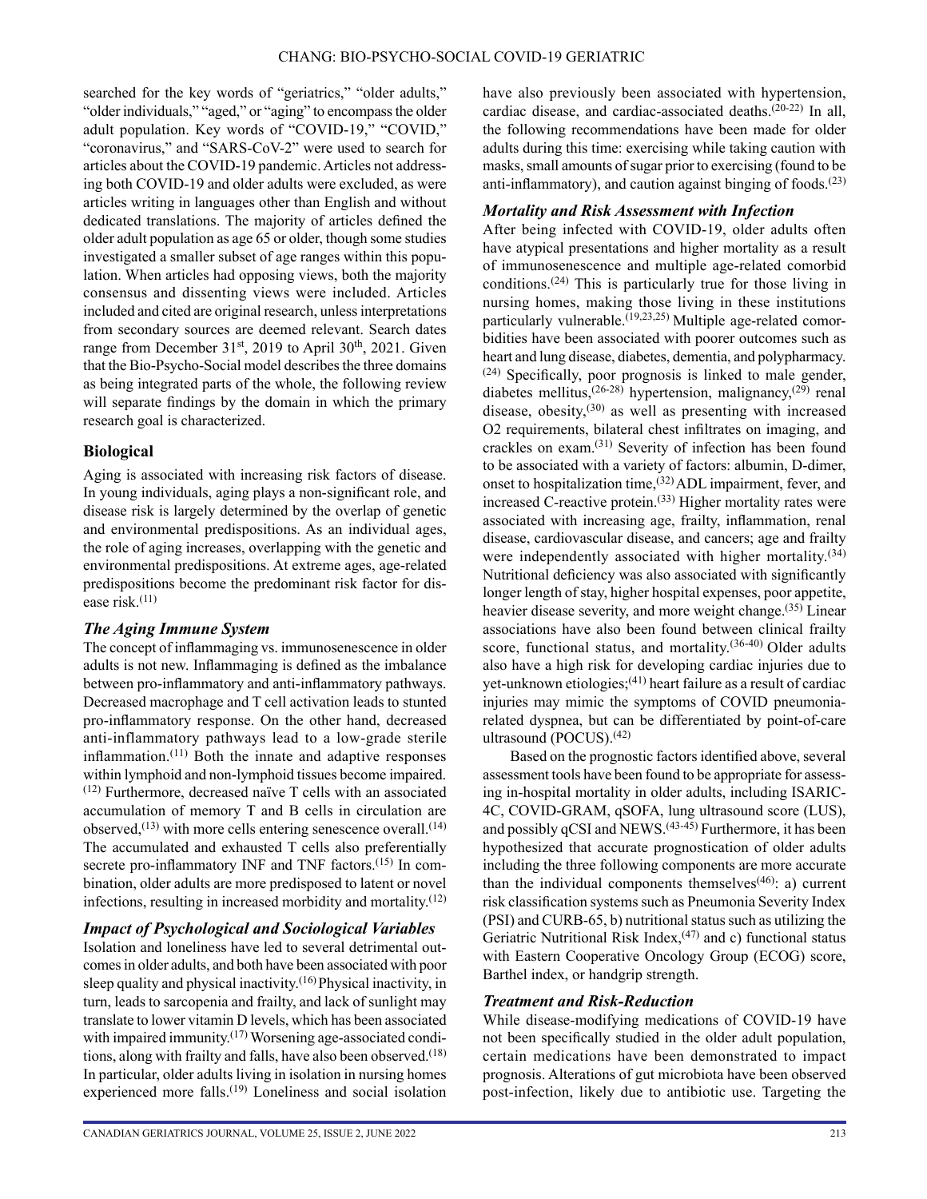searched for the key words of "geriatrics," "older adults," "older individuals," "aged," or "aging" to encompass the older adult population. Key words of "COVID-19," "COVID," "coronavirus," and "SARS-CoV-2" were used to search for articles about the COVID-19 pandemic. Articles not addressing both COVID-19 and older adults were excluded, as were articles writing in languages other than English and without dedicated translations. The majority of articles defined the older adult population as age 65 or older, though some studies investigated a smaller subset of age ranges within this population. When articles had opposing views, both the majority consensus and dissenting views were included. Articles included and cited are original research, unless interpretations from secondary sources are deemed relevant. Search dates range from December 31st, 2019 to April 30th, 2021. Given that the Bio-Psycho-Social model describes the three domains as being integrated parts of the whole, the following review will separate findings by the domain in which the primary research goal is characterized.

## Biological

Aging is associated with increasing risk factors of disease. In young individuals, aging plays a non-significant role, and disease risk is largely determined by the overlap of genetic and environmental predispositions. As an individual ages, the role of aging increases, overlapping with the genetic and environmental predispositions. At extreme ages, age-related predispositions become the predominant risk factor for disease risk.[11]

### *The Aging Immune System*

The concept of inflammaging vs. immunosenescence in older adults is not new. Inflammaging is defined as the imbalance between pro-inflammatory and anti-inflammatory pathways. Decreased macrophage and T cell activation leads to stunted pro-inflammatory response. On the other hand, decreased anti-inflammatory pathways lead to a low-grade sterile inflammation.[11] Both the innate and adaptive responses within lymphoid and non-lymphoid tissues become impaired.[12] Furthermore, decreased naïve T cells with an associated accumulation of memory T and B cells in circulation are observed,[13] with more cells entering senescence overall.[14] The accumulated and exhausted T cells also preferentially secrete pro-inflammatory INF and TNF factors.[15] In combination, older adults are more predisposed to latent or novel infections, resulting in increased morbidity and mortality.[12]

### *Impact of Psychological and Sociological Variables*

Isolation and loneliness have led to several detrimental outcomes in older adults, and both have been associated with poor sleep quality and physical inactivity.[16] Physical inactivity, in turn, leads to sarcopenia and frailty, and lack of sunlight may translate to lower vitamin D levels, which has been associated with impaired immunity.[17] Worsening age-associated conditions, along with frailty and falls, have also been observed.[18] In particular, older adults living in isolation in nursing homes experienced more falls.[19] Loneliness and social isolation have also previously been associated with hypertension, cardiac disease, and cardiac-associated deaths.[20-22] In all, the following recommendations have been made for older adults during this time: exercising while taking caution with masks, small amounts of sugar prior to exercising (found to be anti-inflammatory), and caution against binging of foods.[23]

### *Mortality and Risk Assessment with Infection*

After being infected with COVID-19, older adults often have atypical presentations and higher mortality as a result of immunosenescence and multiple age-related comorbid conditions.[24] This is particularly true for those living in nursing homes, making those living in these institutions particularly vulnerable.[19,23,25] Multiple age-related comorbidities have been associated with poorer outcomes such as heart and lung disease, diabetes, dementia, and polypharmacy.[24] Specifically, poor prognosis is linked to male gender, diabetes mellitus,[26-28] hypertension, malignancy,[29] renal disease, obesity,[30] as well as presenting with increased O2 requirements, bilateral chest infiltrates on imaging, and crackles on exam.[31] Severity of infection has been found to be associated with a variety of factors: albumin, D-dimer, onset to hospitalization time,[32] ADL impairment, fever, and increased C-reactive protein.[33] Higher mortality rates were associated with increasing age, frailty, inflammation, renal disease, cardiovascular disease, and cancers; age and frailty were independently associated with higher mortality.[34] Nutritional deficiency was also associated with significantly longer length of stay, higher hospital expenses, poor appetite, heavier disease severity, and more weight change.[35] Linear associations have also been found between clinical frailty score, functional status, and mortality.[36-40] Older adults also have a high risk for developing cardiac injuries due to yet-unknown etiologies;[41] heart failure as a result of cardiac injuries may mimic the symptoms of COVID pneumonia-related dyspnea, but can be differentiated by point-of-care ultrasound (POCUS).[42]

Based on the prognostic factors identified above, several assessment tools have been found to be appropriate for assessing in-hospital mortality in older adults, including ISARIC-4C, COVID-GRAM, qSOFA, lung ultrasound score (LUS), and possibly qCSI and NEWS.[43-45] Furthermore, it has been hypothesized that accurate prognostication of older adults including the three following components are more accurate than the individual components themselves[46]: a) current risk classification systems such as Pneumonia Severity Index (PSI) and CURB-65, b) nutritional status such as utilizing the Geriatric Nutritional Risk Index,[47] and c) functional status with Eastern Cooperative Oncology Group (ECOG) score, Barthel index, or handgrip strength.

### *Treatment and Risk-Reduction*

While disease-modifying medications of COVID-19 have not been specifically studied in the older adult population, certain medications have been demonstrated to impact prognosis. Alterations of gut microbiota have been observed post-infection, likely due to antibiotic use. Targeting the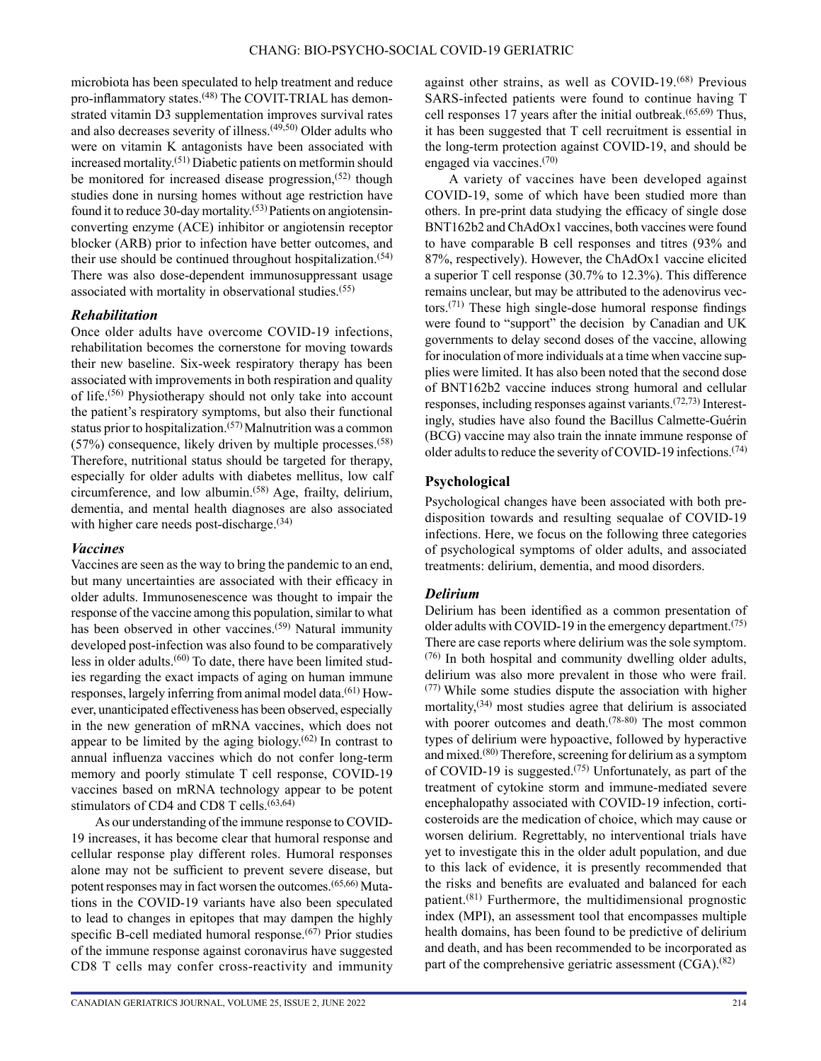microbiota has been speculated to help treatment and reduce pro-inflammatory states.[48] The COVIT-TRIAL has demonstrated vitamin D3 supplementation improves survival rates and also decreases severity of illness.[49,50] Older adults who were on vitamin K antagonists have been associated with increased mortality.[51] Diabetic patients on metformin should be monitored for increased disease progression,[52] though studies done in nursing homes without age restriction have found it to reduce 30-day mortality.[53] Patients on angiotensin-converting enzyme (ACE) inhibitor or angiotensin receptor blocker (ARB) prior to infection have better outcomes, and their use should be continued throughout hospitalization.[54] There was also dose-dependent immunosuppressant usage associated with mortality in observational studies.[55]

### *Rehabilitation*

Once older adults have overcome COVID-19 infections, rehabilitation becomes the cornerstone for moving towards their new baseline. Six-week respiratory therapy has been associated with improvements in both respiration and quality of life.[56] Physiotherapy should not only take into account the patient's respiratory symptoms, but also their functional status prior to hospitalization.[57] Malnutrition was a common (57%) consequence, likely driven by multiple processes.[58] Therefore, nutritional status should be targeted for therapy, especially for older adults with diabetes mellitus, low calf circumference, and low albumin.[58] Age, frailty, delirium, dementia, and mental health diagnoses are also associated with higher care needs post-discharge.[34]

### *Vaccines*

Vaccines are seen as the way to bring the pandemic to an end, but many uncertainties are associated with their efficacy in older adults. Immunosenescence was thought to impair the response of the vaccine among this population, similar to what has been observed in other vaccines.[59] Natural immunity developed post-infection was also found to be comparatively less in older adults.[60] To date, there have been limited studies regarding the exact impacts of aging on human immune responses, largely inferring from animal model data.[61] However, unanticipated effectiveness has been observed, especially in the new generation of mRNA vaccines, which does not appear to be limited by the aging biology.[62] In contrast to annual influenza vaccines which do not confer long-term memory and poorly stimulate T cell response, COVID-19 vaccines based on mRNA technology appear to be potent stimulators of CD4 and CD8 T cells.[63,64]

As our understanding of the immune response to COVID-19 increases, it has become clear that humoral response and cellular response play different roles. Humoral responses alone may not be sufficient to prevent severe disease, but potent responses may in fact worsen the outcomes.[65,66] Mutations in the COVID-19 variants have also been speculated to lead to changes in epitopes that may dampen the highly specific B-cell mediated humoral response.[67] Prior studies of the immune response against coronavirus have suggested CD8 T cells may confer cross-reactivity and immunity against other strains, as well as COVID-19.[68] Previous SARS-infected patients were found to continue having T cell responses 17 years after the initial outbreak.[65,69] Thus, it has been suggested that T cell recruitment is essential in the long-term protection against COVID-19, and should be engaged via vaccines.[70]

A variety of vaccines have been developed against COVID-19, some of which have been studied more than others. In pre-print data studying the efficacy of single dose BNT162b2 and ChAdOx1 vaccines, both vaccines were found to have comparable B cell responses and titres (93% and 87%, respectively). However, the ChAdOx1 vaccine elicited a superior T cell response (30.7% to 12.3%). This difference remains unclear, but may be attributed to the adenovirus vectors.[71] These high single-dose humoral response findings were found to "support" the decision by Canadian and UK governments to delay second doses of the vaccine, allowing for inoculation of more individuals at a time when vaccine supplies were limited. It has also been noted that the second dose of BNT162b2 vaccine induces strong humoral and cellular responses, including responses against variants.[72,73] Interestingly, studies have also found the Bacillus Calmette-Guérin (BCG) vaccine may also train the innate immune response of older adults to reduce the severity of COVID-19 infections.[74]

## Psychological

Psychological changes have been associated with both predisposition towards and resulting sequalae of COVID-19 infections. Here, we focus on the following three categories of psychological symptoms of older adults, and associated treatments: delirium, dementia, and mood disorders.

### *Delirium*

Delirium has been identified as a common presentation of older adults with COVID-19 in the emergency department.[75] There are case reports where delirium was the sole symptom.[76] In both hospital and community dwelling older adults, delirium was also more prevalent in those who were frail.[77] While some studies dispute the association with higher mortality,[34] most studies agree that delirium is associated with poorer outcomes and death.[78-80] The most common types of delirium were hypoactive, followed by hyperactive and mixed.[80] Therefore, screening for delirium as a symptom of COVID-19 is suggested.[75] Unfortunately, as part of the treatment of cytokine storm and immune-mediated severe encephalopathy associated with COVID-19 infection, corticosteroids are the medication of choice, which may cause or worsen delirium. Regrettably, no interventional trials have yet to investigate this in the older adult population, and due to this lack of evidence, it is presently recommended that the risks and benefits are evaluated and balanced for each patient.[81] Furthermore, the multidimensional prognostic index (MPI), an assessment tool that encompasses multiple health domains, has been found to be predictive of delirium and death, and has been recommended to be incorporated as part of the comprehensive geriatric assessment (CGA).[82]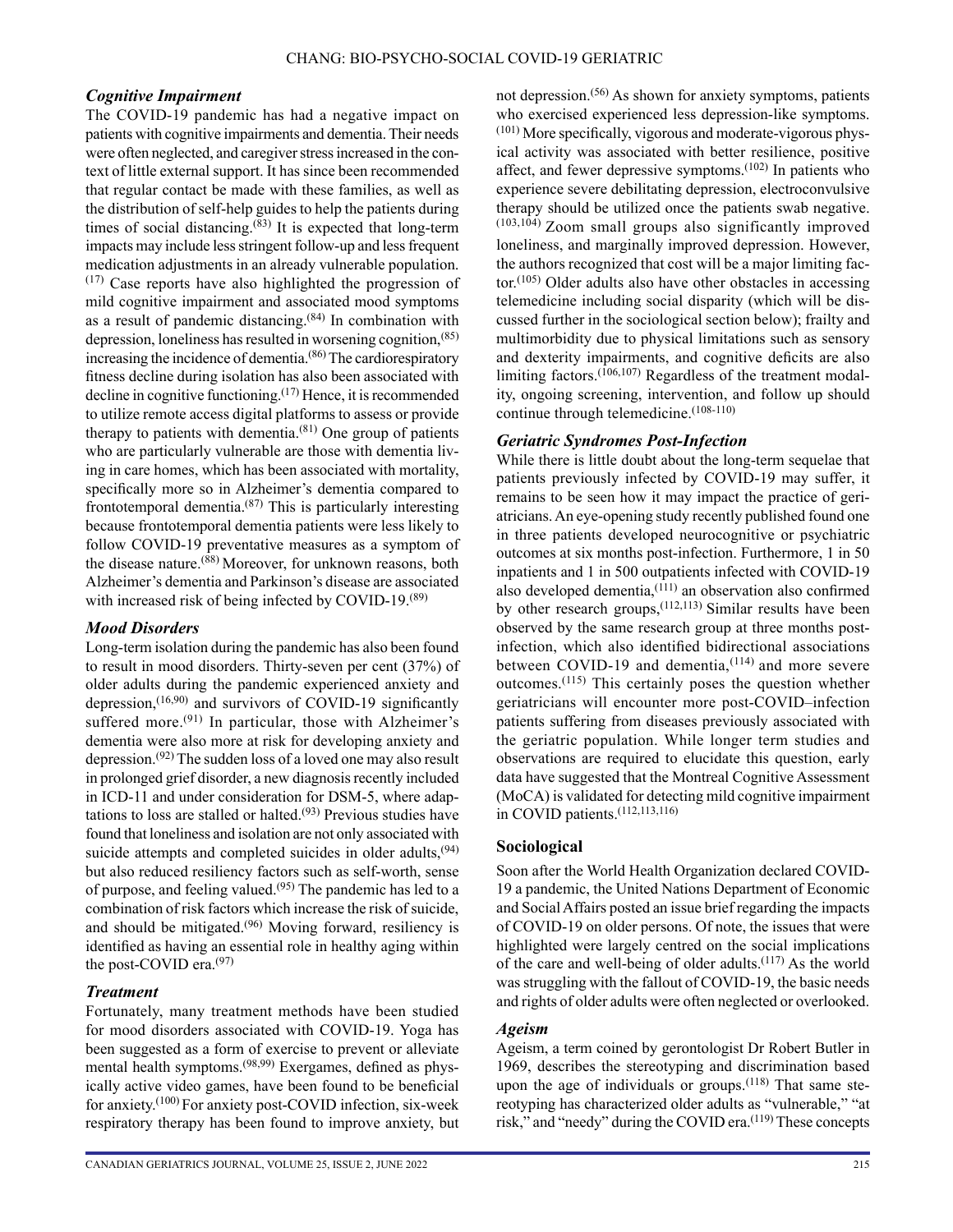### *Cognitive Impairment*

The COVID-19 pandemic has had a negative impact on patients with cognitive impairments and dementia. Their needs were often neglected, and caregiver stress increased in the context of little external support. It has since been recommended that regular contact be made with these families, as well as the distribution of self-help guides to help the patients during times of social distancing.[83] It is expected that long-term impacts may include less stringent follow-up and less frequent medication adjustments in an already vulnerable population.[17] Case reports have also highlighted the progression of mild cognitive impairment and associated mood symptoms as a result of pandemic distancing.[84] In combination with depression, loneliness has resulted in worsening cognition,[85] increasing the incidence of dementia.[86] The cardiorespiratory fitness decline during isolation has also been associated with decline in cognitive functioning.[17] Hence, it is recommended to utilize remote access digital platforms to assess or provide therapy to patients with dementia.[81] One group of patients who are particularly vulnerable are those with dementia living in care homes, which has been associated with mortality, specifically more so in Alzheimer's dementia compared to frontotemporal dementia.[87] This is particularly interesting because frontotemporal dementia patients were less likely to follow COVID-19 preventative measures as a symptom of the disease nature.[88] Moreover, for unknown reasons, both Alzheimer's dementia and Parkinson's disease are associated with increased risk of being infected by COVID-19.[89]

### *Mood Disorders*

Long-term isolation during the pandemic has also been found to result in mood disorders. Thirty-seven per cent (37%) of older adults during the pandemic experienced anxiety and depression,[16,90] and survivors of COVID-19 significantly suffered more.[91] In particular, those with Alzheimer's dementia were also more at risk for developing anxiety and depression.[92] The sudden loss of a loved one may also result in prolonged grief disorder, a new diagnosis recently included in ICD-11 and under consideration for DSM-5, where adaptations to loss are stalled or halted.[93] Previous studies have found that loneliness and isolation are not only associated with suicide attempts and completed suicides in older adults,[94] but also reduced resiliency factors such as self-worth, sense of purpose, and feeling valued.[95] The pandemic has led to a combination of risk factors which increase the risk of suicide, and should be mitigated.[96] Moving forward, resiliency is identified as having an essential role in healthy aging within the post-COVID era.[97]

### *Treatment*

Fortunately, many treatment methods have been studied for mood disorders associated with COVID-19. Yoga has been suggested as a form of exercise to prevent or alleviate mental health symptoms.[98,99] Exergames, defined as physically active video games, have been found to be beneficial for anxiety.[100] For anxiety post-COVID infection, six-week respiratory therapy has been found to improve anxiety, but not depression.[56] As shown for anxiety symptoms, patients who exercised experienced less depression-like symptoms.[101] More specifically, vigorous and moderate-vigorous physical activity was associated with better resilience, positive affect, and fewer depressive symptoms.[102] In patients who experience severe debilitating depression, electroconvulsive therapy should be utilized once the patients swab negative.[103,104] Zoom small groups also significantly improved loneliness, and marginally improved depression. However, the authors recognized that cost will be a major limiting factor.[105] Older adults also have other obstacles in accessing telemedicine including social disparity (which will be discussed further in the sociological section below); frailty and multimorbidity due to physical limitations such as sensory and dexterity impairments, and cognitive deficits are also limiting factors.[106,107] Regardless of the treatment modality, ongoing screening, intervention, and follow up should continue through telemedicine.[108-110]

### *Geriatric Syndromes Post-Infection*

While there is little doubt about the long-term sequelae that patients previously infected by COVID-19 may suffer, it remains to be seen how it may impact the practice of geriatricians. An eye-opening study recently published found one in three patients developed neurocognitive or psychiatric outcomes at six months post-infection. Furthermore, 1 in 50 inpatients and 1 in 500 outpatients infected with COVID-19 also developed dementia,[111] an observation also confirmed by other research groups,[112,113] Similar results have been observed by the same research group at three months post-infection, which also identified bidirectional associations between COVID-19 and dementia,[114] and more severe outcomes.[115] This certainly poses the question whether geriatricians will encounter more post-COVID–infection patients suffering from diseases previously associated with the geriatric population. While longer term studies and observations are required to elucidate this question, early data have suggested that the Montreal Cognitive Assessment (MoCA) is validated for detecting mild cognitive impairment in COVID patients.[112,113,116]

## Sociological

Soon after the World Health Organization declared COVID-19 a pandemic, the United Nations Department of Economic and Social Affairs posted an issue brief regarding the impacts of COVID-19 on older persons. Of note, the issues that were highlighted were largely centred on the social implications of the care and well-being of older adults.[117] As the world was struggling with the fallout of COVID-19, the basic needs and rights of older adults were often neglected or overlooked.

### *Ageism*

Ageism, a term coined by gerontologist Dr Robert Butler in 1969, describes the stereotyping and discrimination based upon the age of individuals or groups.[118] That same stereotyping has characterized older adults as "vulnerable," "at risk," and "needy" during the COVID era.[119] These concepts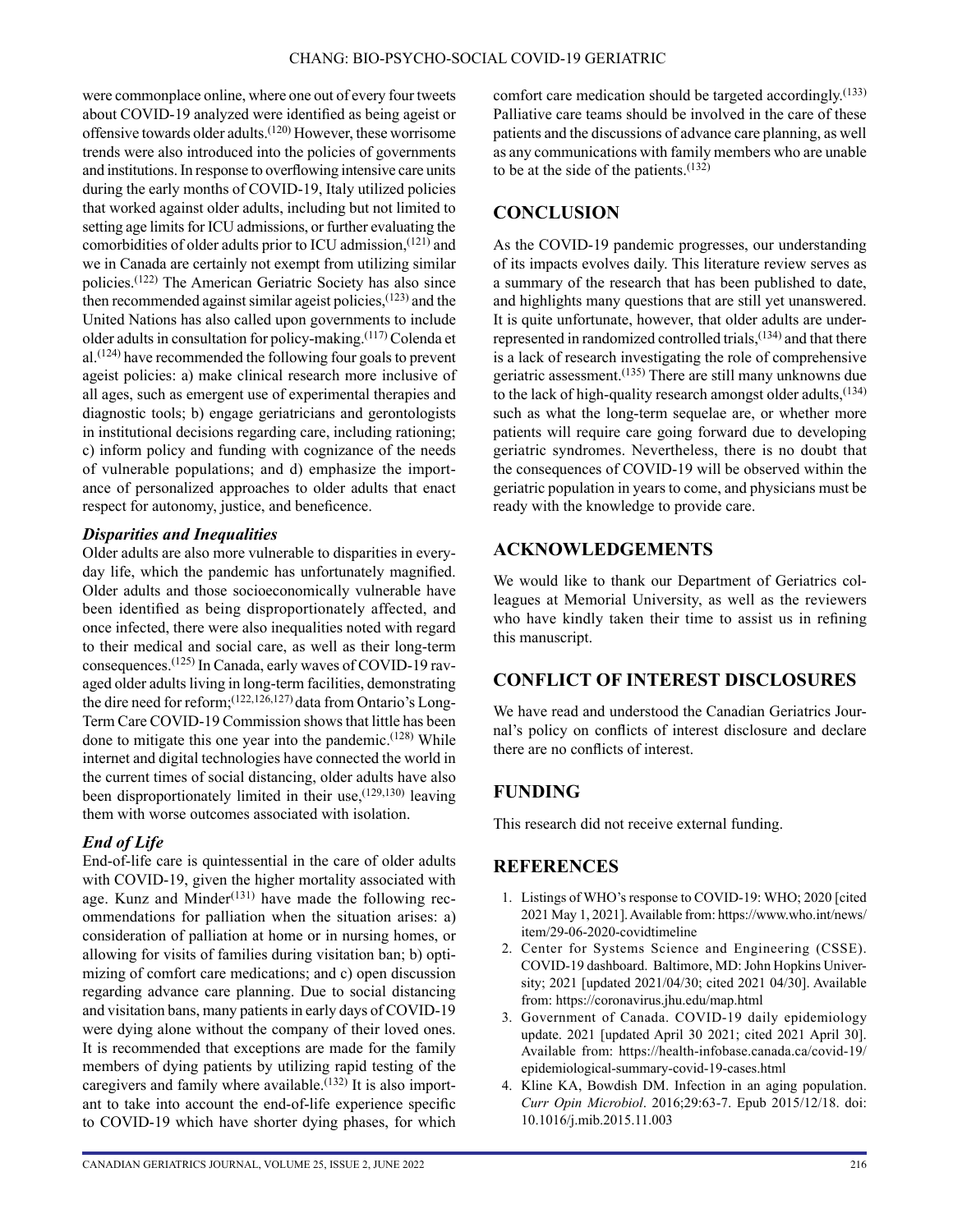were commonplace online, where one out of every four tweets about COVID-19 analyzed were identified as being ageist or offensive towards older adults.[120] However, these worrisome trends were also introduced into the policies of governments and institutions. In response to overflowing intensive care units during the early months of COVID-19, Italy utilized policies that worked against older adults, including but not limited to setting age limits for ICU admissions, or further evaluating the comorbidities of older adults prior to ICU admission,[121] and we in Canada are certainly not exempt from utilizing similar policies.[122] The American Geriatric Society has also since then recommended against similar ageist policies,[123] and the United Nations has also called upon governments to include older adults in consultation for policy-making.[117] Colenda et al.[124] have recommended the following four goals to prevent ageist policies: a) make clinical research more inclusive of all ages, such as emergent use of experimental therapies and diagnostic tools; b) engage geriatricians and gerontologists in institutional decisions regarding care, including rationing; c) inform policy and funding with cognizance of the needs of vulnerable populations; and d) emphasize the importance of personalized approaches to older adults that enact respect for autonomy, justice, and beneficence.

### *Disparities and Inequalities*

Older adults are also more vulnerable to disparities in everyday life, which the pandemic has unfortunately magnified. Older adults and those socioeconomically vulnerable have been identified as being disproportionately affected, and once infected, there were also inequalities noted with regard to their medical and social care, as well as their long-term consequences.[125] In Canada, early waves of COVID-19 ravaged older adults living in long-term facilities, demonstrating the dire need for reform;[122,126,127] data from Ontario's Long-Term Care COVID-19 Commission shows that little has been done to mitigate this one year into the pandemic.[128] While internet and digital technologies have connected the world in the current times of social distancing, older adults have also been disproportionately limited in their use,[129,130] leaving them with worse outcomes associated with isolation.

### *End of Life*

End-of-life care is quintessential in the care of older adults with COVID-19, given the higher mortality associated with age. Kunz and Minder[131] have made the following recommendations for palliation when the situation arises: a) consideration of palliation at home or in nursing homes, or allowing for visits of families during visitation ban; b) optimizing of comfort care medications; and c) open discussion regarding advance care planning. Due to social distancing and visitation bans, many patients in early days of COVID-19 were dying alone without the company of their loved ones. It is recommended that exceptions are made for the family members of dying patients by utilizing rapid testing of the caregivers and family where available.[132] It is also important to take into account the end-of-life experience specific to COVID-19 which have shorter dying phases, for which comfort care medication should be targeted accordingly.[133] Palliative care teams should be involved in the care of these patients and the discussions of advance care planning, as well as any communications with family members who are unable to be at the side of the patients.[132]

## CONCLUSION

As the COVID-19 pandemic progresses, our understanding of its impacts evolves daily. This literature review serves as a summary of the research that has been published to date, and highlights many questions that are still yet unanswered. It is quite unfortunate, however, that older adults are under-represented in randomized controlled trials,[134] and that there is a lack of research investigating the role of comprehensive geriatric assessment.[135] There are still many unknowns due to the lack of high-quality research amongst older adults,[134] such as what the long-term sequelae are, or whether more patients will require care going forward due to developing geriatric syndromes. Nevertheless, there is no doubt that the consequences of COVID-19 will be observed within the geriatric population in years to come, and physicians must be ready with the knowledge to provide care.

## ACKNOWLEDGEMENTS

We would like to thank our Department of Geriatrics colleagues at Memorial University, as well as the reviewers who have kindly taken their time to assist us in refining this manuscript.

## CONFLICT OF INTEREST DISCLOSURES

We have read and understood the Canadian Geriatrics Journal's policy on conflicts of interest disclosure and declare there are no conflicts of interest.

## FUNDING

This research did not receive external funding.

## REFERENCES

1. Listings of WHO's response to COVID-19: WHO; 2020 [cited 2021 May 1, 2021]. Available from: https://www.who.int/news/item/29-06-2020-covidtimeline
2. Center for Systems Science and Engineering (CSSE). COVID-19 dashboard. Baltimore, MD: John Hopkins University; 2021 [updated 2021/04/30; cited 2021 04/30]. Available from: https://coronavirus.jhu.edu/map.html
3. Government of Canada. COVID-19 daily epidemiology update. 2021 [updated April 30 2021; cited 2021 April 30]. Available from: https://health-infobase.canada.ca/covid-19/epidemiological-summary-covid-19-cases.html
4. Kline KA, Bowdish DM. Infection in an aging population. *Curr Opin Microbiol*. 2016;29:63-7. Epub 2015/12/18. doi: 10.1016/j.mib.2015.11.003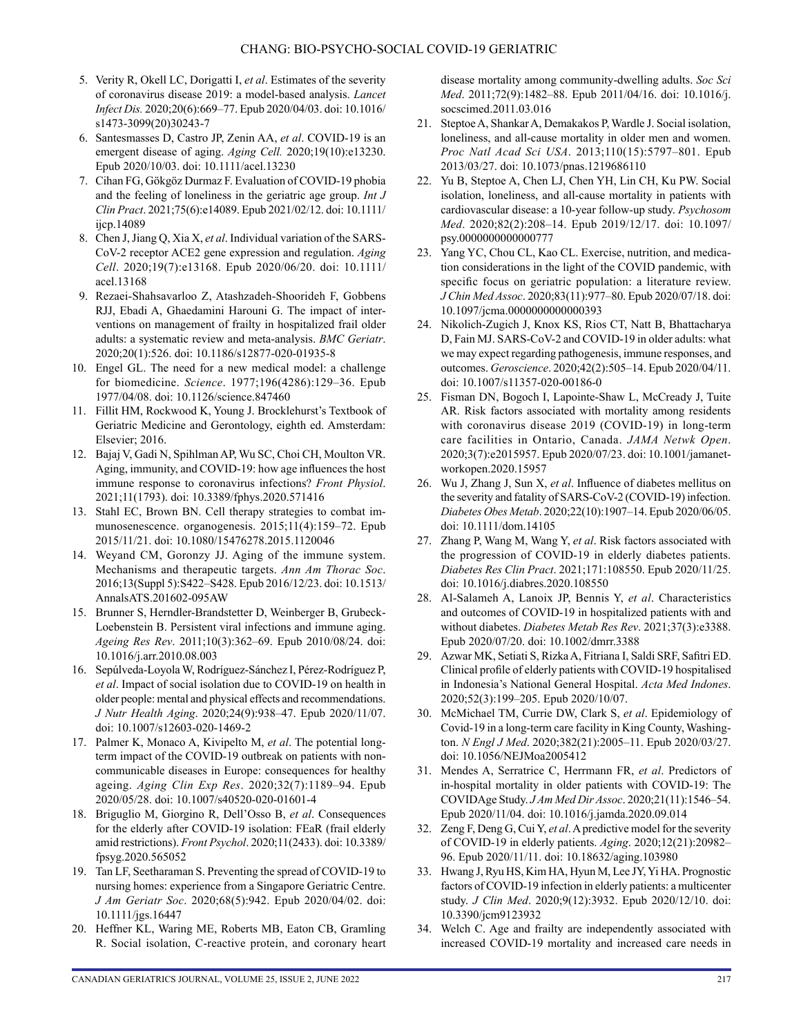5. Verity R, Okell LC, Dorigatti I, *et al*. Estimates of the severity of coronavirus disease 2019: a model-based analysis. *Lancet Infect Dis.* 2020;20(6):669–77. Epub 2020/04/03. doi: 10.1016/s1473-3099(20)30243-7
6. Santesmasses D, Castro JP, Zenin AA, *et al*. COVID-19 is an emergent disease of aging. *Aging Cell.* 2020;19(10):e13230. Epub 2020/10/03. doi: 10.1111/acel.13230
7. Cihan FG, Gökgöz Durmaz F. Evaluation of COVID-19 phobia and the feeling of loneliness in the geriatric age group. *Int J Clin Pract*. 2021;75(6):e14089. Epub 2021/02/12. doi: 10.1111/ijcp.14089
8. Chen J, Jiang Q, Xia X, *et al*. Individual variation of the SARS-CoV-2 receptor ACE2 gene expression and regulation. *Aging Cell*. 2020;19(7):e13168. Epub 2020/06/20. doi: 10.1111/acel.13168
9. Rezaei-Shahsavarloo Z, Atashzadeh-Shoorideh F, Gobbens RJJ, Ebadi A, Ghaedamini Harouni G. The impact of interventions on management of frailty in hospitalized frail older adults: a systematic review and meta-analysis. *BMC Geriatr*. 2020;20(1):526. doi: 10.1186/s12877-020-01935-8
10. Engel GL. The need for a new medical model: a challenge for biomedicine. *Science*. 1977;196(4286):129–36. Epub 1977/04/08. doi: 10.1126/science.847460
11. Fillit HM, Rockwood K, Young J. Brocklehurst's Textbook of Geriatric Medicine and Gerontology, eighth ed. Amsterdam: Elsevier; 2016.
12. Bajaj V, Gadi N, Spihlman AP, Wu SC, Choi CH, Moulton VR. Aging, immunity, and COVID-19: how age influences the host immune response to coronavirus infections? *Front Physiol*. 2021;11(1793). doi: 10.3389/fphys.2020.571416
13. Stahl EC, Brown BN. Cell therapy strategies to combat immunosenescence. organogenesis. 2015;11(4):159–72. Epub 2015/11/21. doi: 10.1080/15476278.2015.1120046
14. Weyand CM, Goronzy JJ. Aging of the immune system. Mechanisms and therapeutic targets. *Ann Am Thorac Soc*. 2016;13(Suppl 5):S422–S428. Epub 2016/12/23. doi: 10.1513/AnnalsATS.201602-095AW
15. Brunner S, Herndler-Brandstetter D, Weinberger B, Grubeck-Loebenstein B. Persistent viral infections and immune aging. *Ageing Res Rev*. 2011;10(3):362–69. Epub 2010/08/24. doi: 10.1016/j.arr.2010.08.003
16. Sepúlveda-Loyola W, Rodríguez-Sánchez I, Pérez-Rodríguez P, *et al*. Impact of social isolation due to COVID-19 on health in older people: mental and physical effects and recommendations. *J Nutr Health Aging*. 2020;24(9):938–47. Epub 2020/11/07. doi: 10.1007/s12603-020-1469-2
17. Palmer K, Monaco A, Kivipelto M, *et al*. The potential long-term impact of the COVID-19 outbreak on patients with non-communicable diseases in Europe: consequences for healthy ageing. *Aging Clin Exp Res*. 2020;32(7):1189–94. Epub 2020/05/28. doi: 10.1007/s40520-020-01601-4
18. Briguglio M, Giorgino R, Dell'Osso B, *et al*. Consequences for the elderly after COVID-19 isolation: FEaR (frail elderly amid restrictions). *Front Psychol*. 2020;11(2433). doi: 10.3389/fpsyg.2020.565052
19. Tan LF, Seetharaman S. Preventing the spread of COVID-19 to nursing homes: experience from a Singapore Geriatric Centre. *J Am Geriatr Soc*. 2020;68(5):942. Epub 2020/04/02. doi: 10.1111/jgs.16447
20. Heffner KL, Waring ME, Roberts MB, Eaton CB, Gramling R. Social isolation, C-reactive protein, and coronary heart disease mortality among community-dwelling adults. *Soc Sci Med*. 2011;72(9):1482–88. Epub 2011/04/16. doi: 10.1016/j.socscimed.2011.03.016
21. Steptoe A, Shankar A, Demakakos P, Wardle J. Social isolation, loneliness, and all-cause mortality in older men and women. *Proc Natl Acad Sci USA*. 2013;110(15):5797–801. Epub 2013/03/27. doi: 10.1073/pnas.1219686110
22. Yu B, Steptoe A, Chen LJ, Chen YH, Lin CH, Ku PW. Social isolation, loneliness, and all-cause mortality in patients with cardiovascular disease: a 10-year follow-up study. *Psychosom Med*. 2020;82(2):208–14. Epub 2019/12/17. doi: 10.1097/psy.0000000000000777
23. Yang YC, Chou CL, Kao CL. Exercise, nutrition, and medication considerations in the light of the COVID pandemic, with specific focus on geriatric population: a literature review. *J Chin Med Assoc*. 2020;83(11):977–80. Epub 2020/07/18. doi: 10.1097/jcma.0000000000000393
24. Nikolich-Zugich J, Knox KS, Rios CT, Natt B, Bhattacharya D, Fain MJ. SARS-CoV-2 and COVID-19 in older adults: what we may expect regarding pathogenesis, immune responses, and outcomes. *Geroscience*. 2020;42(2):505–14. Epub 2020/04/11. doi: 10.1007/s11357-020-00186-0
25. Fisman DN, Bogoch I, Lapointe-Shaw L, McCready J, Tuite AR. Risk factors associated with mortality among residents with coronavirus disease 2019 (COVID-19) in long-term care facilities in Ontario, Canada. *JAMA Netwk Open*. 2020;3(7):e2015957. Epub 2020/07/23. doi: 10.1001/jamanetworkopen.2020.15957
26. Wu J, Zhang J, Sun X, *et al*. Influence of diabetes mellitus on the severity and fatality of SARS-CoV-2 (COVID-19) infection. *Diabetes Obes Metab*. 2020;22(10):1907–14. Epub 2020/06/05. doi: 10.1111/dom.14105
27. Zhang P, Wang M, Wang Y, *et al*. Risk factors associated with the progression of COVID-19 in elderly diabetes patients. *Diabetes Res Clin Pract*. 2021;171:108550. Epub 2020/11/25. doi: 10.1016/j.diabres.2020.108550
28. Al-Salameh A, Lanoix JP, Bennis Y, *et al*. Characteristics and outcomes of COVID-19 in hospitalized patients with and without diabetes. *Diabetes Metab Res Rev*. 2021;37(3):e3388. Epub 2020/07/20. doi: 10.1002/dmrr.3388
29. Azwar MK, Setiati S, Rizka A, Fitriana I, Saldi SRF, Safitri ED. Clinical profile of elderly patients with COVID-19 hospitalised in Indonesia's National General Hospital. *Acta Med Indones*. 2020;52(3):199–205. Epub 2020/10/07.
30. McMichael TM, Currie DW, Clark S, *et al*. Epidemiology of Covid-19 in a long-term care facility in King County, Washington. *N Engl J Med*. 2020;382(21):2005–11. Epub 2020/03/27. doi: 10.1056/NEJMoa2005412
31. Mendes A, Serratrice C, Herrmann FR, *et al*. Predictors of in-hospital mortality in older patients with COVID-19: The COVIDAge Study. *J Am Med Dir Assoc*. 2020;21(11):1546–54. Epub 2020/11/04. doi: 10.1016/j.jamda.2020.09.014
32. Zeng F, Deng G, Cui Y, *et al*. A predictive model for the severity of COVID-19 in elderly patients. *Aging*. 2020;12(21):20982–96. Epub 2020/11/11. doi: 10.18632/aging.103980
33. Hwang J, Ryu HS, Kim HA, Hyun M, Lee JY, Yi HA. Prognostic factors of COVID-19 infection in elderly patients: a multicenter study. *J Clin Med*. 2020;9(12):3932. Epub 2020/12/10. doi: 10.3390/jcm9123932
34. Welch C. Age and frailty are independently associated with increased COVID-19 mortality and increased care needs in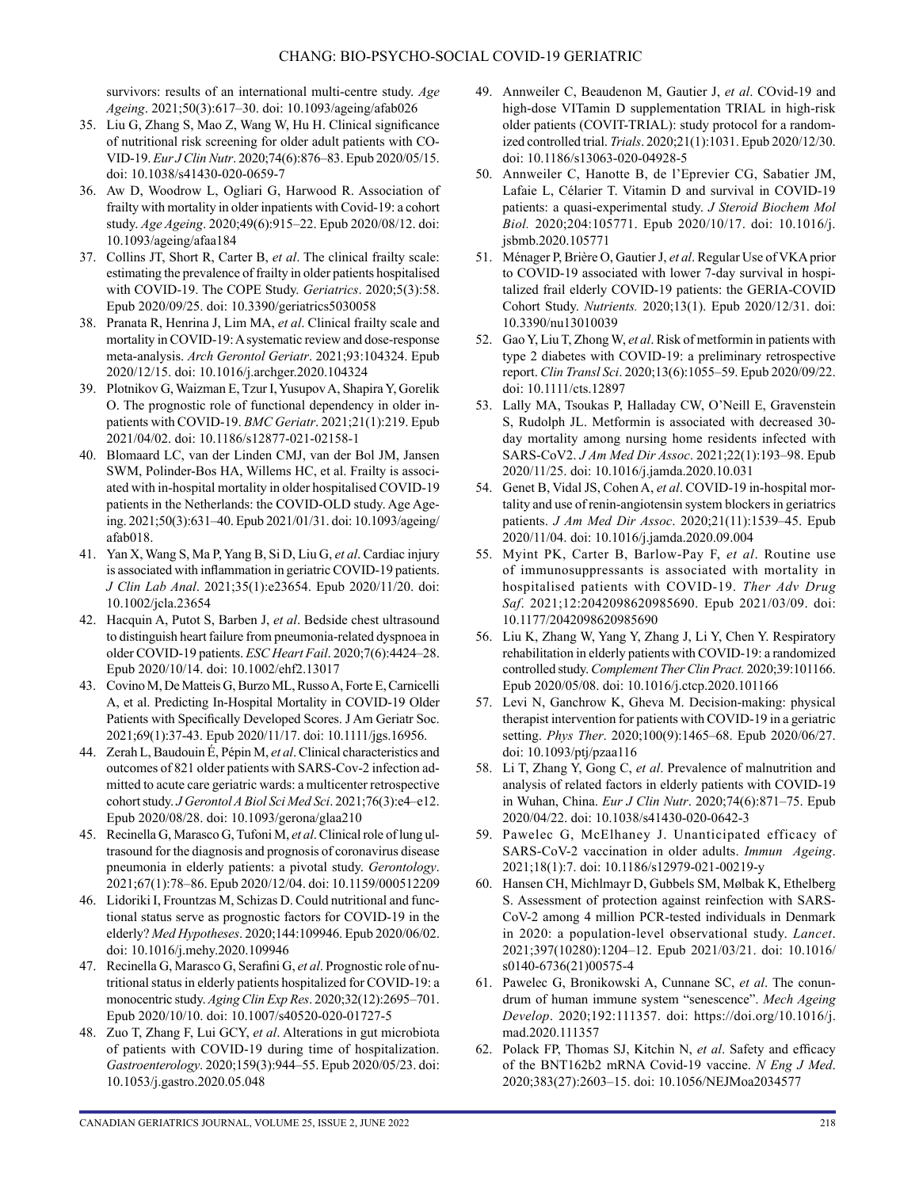survivors: results of an international multi-centre study. *Age Ageing*. 2021;50(3):617–30. doi: 10.1093/ageing/afab026

35. Liu G, Zhang S, Mao Z, Wang W, Hu H. Clinical significance of nutritional risk screening for older adult patients with COVID-19. *Eur J Clin Nutr*. 2020;74(6):876–83. Epub 2020/05/15. doi: 10.1038/s41430-020-0659-7
36. Aw D, Woodrow L, Ogliari G, Harwood R. Association of frailty with mortality in older inpatients with Covid-19: a cohort study. *Age Ageing*. 2020;49(6):915–22. Epub 2020/08/12. doi: 10.1093/ageing/afaa184
37. Collins JT, Short R, Carter B, *et al*. The clinical frailty scale: estimating the prevalence of frailty in older patients hospitalised with COVID-19. The COPE Study. *Geriatrics*. 2020;5(3):58. Epub 2020/09/25. doi: 10.3390/geriatrics5030058
38. Pranata R, Henrina J, Lim MA, *et al*. Clinical frailty scale and mortality in COVID-19: A systematic review and dose-response meta-analysis. *Arch Gerontol Geriatr*. 2021;93:104324. Epub 2020/12/15. doi: 10.1016/j.archger.2020.104324
39. Plotnikov G, Waizman E, Tzur I, Yusupov A, Shapira Y, Gorelik O. The prognostic role of functional dependency in older inpatients with COVID-19. *BMC Geriatr*. 2021;21(1):219. Epub 2021/04/02. doi: 10.1186/s12877-021-02158-1
40. Blomaard LC, van der Linden CMJ, van der Bol JM, Jansen SWM, Polinder-Bos HA, Willems HC, et al. Frailty is associated with in-hospital mortality in older hospitalised COVID-19 patients in the Netherlands: the COVID-OLD study. Age Ageing. 2021;50(3):631–40. Epub 2021/01/31. doi: 10.1093/ageing/afab018.
41. Yan X, Wang S, Ma P, Yang B, Si D, Liu G, *et al*. Cardiac injury is associated with inflammation in geriatric COVID-19 patients. *J Clin Lab Anal*. 2021;35(1):e23654. Epub 2020/11/20. doi: 10.1002/jcla.23654
42. Hacquin A, Putot S, Barben J, *et al*. Bedside chest ultrasound to distinguish heart failure from pneumonia-related dyspnoea in older COVID-19 patients. *ESC Heart Fail*. 2020;7(6):4424–28. Epub 2020/10/14. doi: 10.1002/ehf2.13017
43. Covino M, De Matteis G, Burzo ML, Russo A, Forte E, Carnicelli A, et al. Predicting In-Hospital Mortality in COVID-19 Older Patients with Specifically Developed Scores. J Am Geriatr Soc. 2021;69(1):37-43. Epub 2020/11/17. doi: 10.1111/jgs.16956.
44. Zerah L, Baudouin É, Pépin M, *et al*. Clinical characteristics and outcomes of 821 older patients with SARS-Cov-2 infection admitted to acute care geriatric wards: a multicenter retrospective cohort study. *J Gerontol A Biol Sci Med Sci*. 2021;76(3):e4–e12. Epub 2020/08/28. doi: 10.1093/gerona/glaa210
45. Recinella G, Marasco G, Tufoni M, *et al*. Clinical role of lung ultrasound for the diagnosis and prognosis of coronavirus disease pneumonia in elderly patients: a pivotal study. *Gerontology*. 2021;67(1):78–86. Epub 2020/12/04. doi: 10.1159/000512209
46. Lidoriki I, Frountzas M, Schizas D. Could nutritional and functional status serve as prognostic factors for COVID-19 in the elderly? *Med Hypotheses*. 2020;144:109946. Epub 2020/06/02. doi: 10.1016/j.mehy.2020.109946
47. Recinella G, Marasco G, Serafini G, *et al*. Prognostic role of nutritional status in elderly patients hospitalized for COVID-19: a monocentric study. *Aging Clin Exp Res*. 2020;32(12):2695–701. Epub 2020/10/10. doi: 10.1007/s40520-020-01727-5
48. Zuo T, Zhang F, Lui GCY, *et al*. Alterations in gut microbiota of patients with COVID-19 during time of hospitalization. *Gastroenterology*. 2020;159(3):944–55. Epub 2020/05/23. doi: 10.1053/j.gastro.2020.05.048
49. Annweiler C, Beaudenon M, Gautier J, *et al*. COvid-19 and high-dose VITamin D supplementation TRIAL in high-risk older patients (COVIT-TRIAL): study protocol for a randomized controlled trial. *Trials*. 2020;21(1):1031. Epub 2020/12/30. doi: 10.1186/s13063-020-04928-5
50. Annweiler C, Hanotte B, de l'Eprevier CG, Sabatier JM, Lafaie L, Célarier T. Vitamin D and survival in COVID-19 patients: a quasi-experimental study. *J Steroid Biochem Mol Biol.* 2020;204:105771. Epub 2020/10/17. doi: 10.1016/j.jsbmb.2020.105771
51. Ménager P, Brière O, Gautier J, *et al*. Regular Use of VKA prior to COVID-19 associated with lower 7-day survival in hospitalized frail elderly COVID-19 patients: the GERIA-COVID Cohort Study. *Nutrients.* 2020;13(1). Epub 2020/12/31. doi: 10.3390/nu13010039
52. Gao Y, Liu T, Zhong W, *et al*. Risk of metformin in patients with type 2 diabetes with COVID-19: a preliminary retrospective report. *Clin Transl Sci*. 2020;13(6):1055–59. Epub 2020/09/22. doi: 10.1111/cts.12897
53. Lally MA, Tsoukas P, Halladay CW, O'Neill E, Gravenstein S, Rudolph JL. Metformin is associated with decreased 30-day mortality among nursing home residents infected with SARS-CoV2. *J Am Med Dir Assoc*. 2021;22(1):193–98. Epub 2020/11/25. doi: 10.1016/j.jamda.2020.10.031
54. Genet B, Vidal JS, Cohen A, *et al*. COVID-19 in-hospital mortality and use of renin-angiotensin system blockers in geriatrics patients. *J Am Med Dir Assoc*. 2020;21(11):1539–45. Epub 2020/11/04. doi: 10.1016/j.jamda.2020.09.004
55. Myint PK, Carter B, Barlow-Pay F, *et al*. Routine use of immunosuppressants is associated with mortality in hospitalised patients with COVID-19. *Ther Adv Drug Saf*. 2021;12:2042098620985690. Epub 2021/03/09. doi: 10.1177/2042098620985690
56. Liu K, Zhang W, Yang Y, Zhang J, Li Y, Chen Y. Respiratory rehabilitation in elderly patients with COVID-19: a randomized controlled study. *Complement Ther Clin Pract.* 2020;39:101166. Epub 2020/05/08. doi: 10.1016/j.ctcp.2020.101166
57. Levi N, Ganchrow K, Gheva M. Decision-making: physical therapist intervention for patients with COVID-19 in a geriatric setting. *Phys Ther*. 2020;100(9):1465–68. Epub 2020/06/27. doi: 10.1093/ptj/pzaa116
58. Li T, Zhang Y, Gong C, *et al*. Prevalence of malnutrition and analysis of related factors in elderly patients with COVID-19 in Wuhan, China. *Eur J Clin Nutr*. 2020;74(6):871–75. Epub 2020/04/22. doi: 10.1038/s41430-020-0642-3
59. Pawelec G, McElhaney J. Unanticipated efficacy of SARS-CoV-2 vaccination in older adults. *Immun Ageing*. 2021;18(1):7. doi: 10.1186/s12979-021-00219-y
60. Hansen CH, Michlmayr D, Gubbels SM, Mølbak K, Ethelberg S. Assessment of protection against reinfection with SARS-CoV-2 among 4 million PCR-tested individuals in Denmark in 2020: a population-level observational study. *Lancet*. 2021;397(10280):1204–12. Epub 2021/03/21. doi: 10.1016/s0140-6736(21)00575-4
61. Pawelec G, Bronikowski A, Cunnane SC, *et al*. The conundrum of human immune system "senescence". *Mech Ageing Develop*. 2020;192:111357. doi: https://doi.org/10.1016/j.mad.2020.111357
62. Polack FP, Thomas SJ, Kitchin N, *et al*. Safety and efficacy of the BNT162b2 mRNA Covid-19 vaccine. *N Eng J Med*. 2020;383(27):2603–15. doi: 10.1056/NEJMoa2034577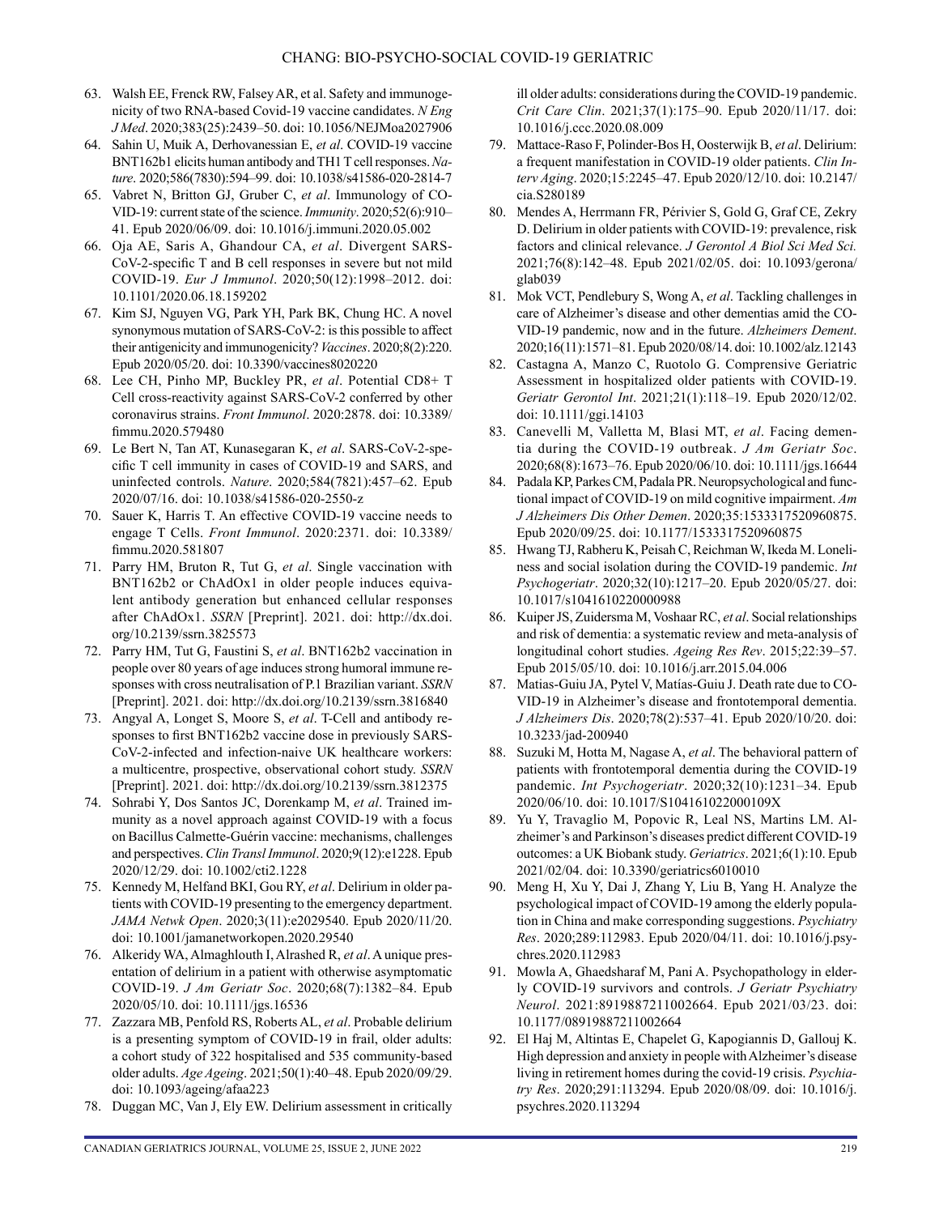63. Walsh EE, Frenck RW, Falsey AR, et al. Safety and immunogenicity of two RNA-based Covid-19 vaccine candidates. *N Eng J Med*. 2020;383(25):2439–50. doi: 10.1056/NEJMoa2027906
64. Sahin U, Muik A, Derhovanessian E, *et al*. COVID-19 vaccine BNT162b1 elicits human antibody and TH1 T cell responses. *Nature*. 2020;586(7830):594–99. doi: 10.1038/s41586-020-2814-7
65. Vabret N, Britton GJ, Gruber C, *et al*. Immunology of COVID-19: current state of the science. *Immunity*. 2020;52(6):910–41. Epub 2020/06/09. doi: 10.1016/j.immuni.2020.05.002
66. Oja AE, Saris A, Ghandour CA, *et al*. Divergent SARS-CoV-2-specific T and B cell responses in severe but not mild COVID-19. *Eur J Immunol*. 2020;50(12):1998–2012. doi: 10.1101/2020.06.18.159202
67. Kim SJ, Nguyen VG, Park YH, Park BK, Chung HC. A novel synonymous mutation of SARS-CoV-2: is this possible to affect their antigenicity and immunogenicity? *Vaccines*. 2020;8(2):220. Epub 2020/05/20. doi: 10.3390/vaccines8020220
68. Lee CH, Pinho MP, Buckley PR, *et al*. Potential CD8+ T Cell cross-reactivity against SARS-CoV-2 conferred by other coronavirus strains. *Front Immunol*. 2020:2878. doi: 10.3389/fimmu.2020.579480
69. Le Bert N, Tan AT, Kunasegaran K, *et al*. SARS-CoV-2-specific T cell immunity in cases of COVID-19 and SARS, and uninfected controls. *Nature*. 2020;584(7821):457–62. Epub 2020/07/16. doi: 10.1038/s41586-020-2550-z
70. Sauer K, Harris T. An effective COVID-19 vaccine needs to engage T Cells. *Front Immunol*. 2020:2371. doi: 10.3389/fimmu.2020.581807
71. Parry HM, Bruton R, Tut G, *et al*. Single vaccination with BNT162b2 or ChAdOx1 in older people induces equivalent antibody generation but enhanced cellular responses after ChAdOx1. *SSRN* [Preprint]. 2021. doi: http://dx.doi.org/10.2139/ssrn.3825573
72. Parry HM, Tut G, Faustini S, *et al*. BNT162b2 vaccination in people over 80 years of age induces strong humoral immune responses with cross neutralisation of P.1 Brazilian variant. *SSRN* [Preprint]. 2021. doi: http://dx.doi.org/10.2139/ssrn.3816840
73. Angyal A, Longet S, Moore S, *et al*. T-Cell and antibody responses to first BNT162b2 vaccine dose in previously SARS-CoV-2-infected and infection-naive UK healthcare workers: a multicentre, prospective, observational cohort study. *SSRN* [Preprint]. 2021. doi: http://dx.doi.org/10.2139/ssrn.3812375
74. Sohrabi Y, Dos Santos JC, Dorenkamp M, *et al*. Trained immunity as a novel approach against COVID-19 with a focus on Bacillus Calmette-Guérin vaccine: mechanisms, challenges and perspectives. *Clin Transl Immunol*. 2020;9(12):e1228. Epub 2020/12/29. doi: 10.1002/cti2.1228
75. Kennedy M, Helfand BKI, Gou RY, *et al*. Delirium in older patients with COVID-19 presenting to the emergency department. *JAMA Netwk Open*. 2020;3(11):e2029540. Epub 2020/11/20. doi: 10.1001/jamanetworkopen.2020.29540
76. Alkeridy WA, Almaghlouth I, Alrashed R, *et al*. A unique presentation of delirium in a patient with otherwise asymptomatic COVID-19. *J Am Geriatr Soc*. 2020;68(7):1382–84. Epub 2020/05/10. doi: 10.1111/jgs.16536
77. Zazzara MB, Penfold RS, Roberts AL, *et al*. Probable delirium is a presenting symptom of COVID-19 in frail, older adults: a cohort study of 322 hospitalised and 535 community-based older adults. *Age Ageing*. 2021;50(1):40–48. Epub 2020/09/29. doi: 10.1093/ageing/afaa223
78. Duggan MC, Van J, Ely EW. Delirium assessment in critically ill older adults: considerations during the COVID-19 pandemic. *Crit Care Clin*. 2021;37(1):175–90. Epub 2020/11/17. doi: 10.1016/j.ccc.2020.08.009
79. Mattace-Raso F, Polinder-Bos H, Oosterwijk B, *et al*. Delirium: a frequent manifestation in COVID-19 older patients. *Clin Interv Aging*. 2020;15:2245–47. Epub 2020/12/10. doi: 10.2147/cia.S280189
80. Mendes A, Herrmann FR, Périvier S, Gold G, Graf CE, Zekry D. Delirium in older patients with COVID-19: prevalence, risk factors and clinical relevance. *J Gerontol A Biol Sci Med Sci.* 2021;76(8):142–48. Epub 2021/02/05. doi: 10.1093/gerona/glab039
81. Mok VCT, Pendlebury S, Wong A, *et al*. Tackling challenges in care of Alzheimer's disease and other dementias amid the COVID-19 pandemic, now and in the future. *Alzheimers Dement*. 2020;16(11):1571–81. Epub 2020/08/14. doi: 10.1002/alz.12143
82. Castagna A, Manzo C, Ruotolo G. Comprensive Geriatric Assessment in hospitalized older patients with COVID-19. *Geriatr Gerontol Int*. 2021;21(1):118–19. Epub 2020/12/02. doi: 10.1111/ggi.14103
83. Canevelli M, Valletta M, Blasi MT, *et al*. Facing dementia during the COVID-19 outbreak. *J Am Geriatr Soc*. 2020;68(8):1673–76. Epub 2020/06/10. doi: 10.1111/jgs.16644
84. Padala KP, Parkes CM, Padala PR. Neuropsychological and functional impact of COVID-19 on mild cognitive impairment. *Am J Alzheimers Dis Other Demen*. 2020;35:1533317520960875. Epub 2020/09/25. doi: 10.1177/1533317520960875
85. Hwang TJ, Rabheru K, Peisah C, Reichman W, Ikeda M. Loneliness and social isolation during the COVID-19 pandemic. *Int Psychogeriatr*. 2020;32(10):1217–20. Epub 2020/05/27. doi: 10.1017/s1041610220000988
86. Kuiper JS, Zuidersma M, Voshaar RC, *et al*. Social relationships and risk of dementia: a systematic review and meta-analysis of longitudinal cohort studies. *Ageing Res Rev*. 2015;22:39–57. Epub 2015/05/10. doi: 10.1016/j.arr.2015.04.006
87. Matias-Guiu JA, Pytel V, Matías-Guiu J. Death rate due to COVID-19 in Alzheimer's disease and frontotemporal dementia. *J Alzheimers Dis*. 2020;78(2):537–41. Epub 2020/10/20. doi: 10.3233/jad-200940
88. Suzuki M, Hotta M, Nagase A, *et al*. The behavioral pattern of patients with frontotemporal dementia during the COVID-19 pandemic. *Int Psychogeriatr*. 2020;32(10):1231–34. Epub 2020/06/10. doi: 10.1017/S104161022000109X
89. Yu Y, Travaglio M, Popovic R, Leal NS, Martins LM. Alzheimer's and Parkinson's diseases predict different COVID-19 outcomes: a UK Biobank study. *Geriatrics*. 2021;6(1):10. Epub 2021/02/04. doi: 10.3390/geriatrics6010010
90. Meng H, Xu Y, Dai J, Zhang Y, Liu B, Yang H. Analyze the psychological impact of COVID-19 among the elderly population in China and make corresponding suggestions. *Psychiatry Res*. 2020;289:112983. Epub 2020/04/11. doi: 10.1016/j.psychres.2020.112983
91. Mowla A, Ghaedsharaf M, Pani A. Psychopathology in elderly COVID-19 survivors and controls. *J Geriatr Psychiatry Neurol*. 2021:8919887211002664. Epub 2021/03/23. doi: 10.1177/08919887211002664
92. El Haj M, Altintas E, Chapelet G, Kapogiannis D, Gallouj K. High depression and anxiety in people with Alzheimer's disease living in retirement homes during the covid-19 crisis. *Psychiatry Res*. 2020;291:113294. Epub 2020/08/09. doi: 10.1016/j.psychres.2020.113294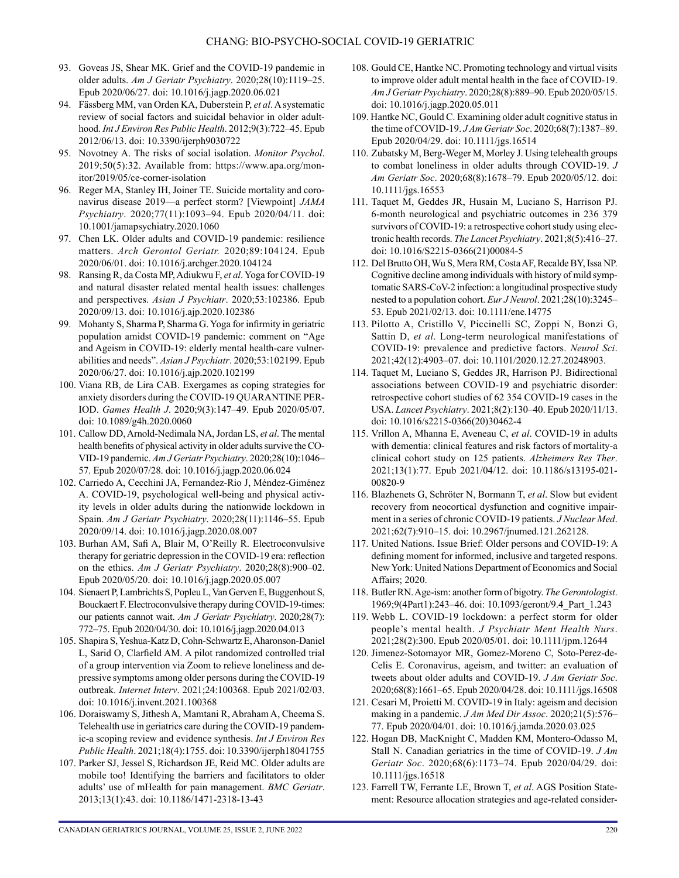93. Goveas JS, Shear MK. Grief and the COVID-19 pandemic in older adults. *Am J Geriatr Psychiatry*. 2020;28(10):1119–25. Epub 2020/06/27. doi: 10.1016/j.jagp.2020.06.021
94. Fässberg MM, van Orden KA, Duberstein P, *et al*. A systematic review of social factors and suicidal behavior in older adulthood. *Int J Environ Res Public Health*. 2012;9(3):722–45. Epub 2012/06/13. doi: 10.3390/ijerph9030722
95. Novotney A. The risks of social isolation. *Monitor Psychol*. 2019;50(5):32. Available from: https://www.apa.org/monitor/2019/05/ce-corner-isolation
96. Reger MA, Stanley IH, Joiner TE. Suicide mortality and coronavirus disease 2019—a perfect storm? [Viewpoint] *JAMA Psychiatry*. 2020;77(11):1093–94. Epub 2020/04/11. doi: 10.1001/jamapsychiatry.2020.1060
97. Chen LK. Older adults and COVID-19 pandemic: resilience matters. *Arch Gerontol Geriatr.* 2020;89:104124. Epub 2020/06/01. doi: 10.1016/j.archger.2020.104124
98. Ransing R, da Costa MP, Adiukwu F, *et al*. Yoga for COVID-19 and natural disaster related mental health issues: challenges and perspectives. *Asian J Psychiatr*. 2020;53:102386. Epub 2020/09/13. doi: 10.1016/j.ajp.2020.102386
99. Mohanty S, Sharma P, Sharma G. Yoga for infirmity in geriatric population amidst COVID-19 pandemic: comment on "Age and Ageism in COVID-19: elderly mental health-care vulnerabilities and needs". *Asian J Psychiatr*. 2020;53:102199. Epub 2020/06/27. doi: 10.1016/j.ajp.2020.102199
100. Viana RB, de Lira CAB. Exergames as coping strategies for anxiety disorders during the COVID-19 QUARANTINE PERIOD. *Games Health J*. 2020;9(3):147–49. Epub 2020/05/07. doi: 10.1089/g4h.2020.0060
101. Callow DD, Arnold-Nedimala NA, Jordan LS, *et al*. The mental health benefits of physical activity in older adults survive the COVID-19 pandemic. *Am J Geriatr Psychiatry*. 2020;28(10):1046–57. Epub 2020/07/28. doi: 10.1016/j.jagp.2020.06.024
102. Carriedo A, Cecchini JA, Fernandez-Rio J, Méndez-Giménez A. COVID-19, psychological well-being and physical activity levels in older adults during the nationwide lockdown in Spain. *Am J Geriatr Psychiatry*. 2020;28(11):1146–55. Epub 2020/09/14. doi: 10.1016/j.jagp.2020.08.007
103. Burhan AM, Safi A, Blair M, O'Reilly R. Electroconvulsive therapy for geriatric depression in the COVID-19 era: reflection on the ethics. *Am J Geriatr Psychiatry*. 2020;28(8):900–02. Epub 2020/05/20. doi: 10.1016/j.jagp.2020.05.007
104. Sienaert P, Lambrichts S, Popleu L, Van Gerven E, Buggenhout S, Bouckaert F. Electroconvulsive therapy during COVID-19-times: our patients cannot wait. *Am J Geriatr Psychiatry*. 2020;28(7): 772–75. Epub 2020/04/30. doi: 10.1016/j.jagp.2020.04.013
105. Shapira S, Yeshua-Katz D, Cohn-Schwartz E, Aharonson-Daniel L, Sarid O, Clarfield AM. A pilot randomized controlled trial of a group intervention via Zoom to relieve loneliness and depressive symptoms among older persons during the COVID-19 outbreak. *Internet Interv*. 2021;24:100368. Epub 2021/02/03. doi: 10.1016/j.invent.2021.100368
106. Doraiswamy S, Jithesh A, Mamtani R, Abraham A, Cheema S. Telehealth use in geriatrics care during the COVID-19 pandemic-a scoping review and evidence synthesis. *Int J Environ Res Public Health*. 2021;18(4):1755. doi: 10.3390/ijerph18041755
107. Parker SJ, Jessel S, Richardson JE, Reid MC. Older adults are mobile too! Identifying the barriers and facilitators to older adults' use of mHealth for pain management. *BMC Geriatr*. 2013;13(1):43. doi: 10.1186/1471-2318-13-43
108. Gould CE, Hantke NC. Promoting technology and virtual visits to improve older adult mental health in the face of COVID-19. *Am J Geriatr Psychiatry*. 2020;28(8):889–90. Epub 2020/05/15. doi: 10.1016/j.jagp.2020.05.011
109. Hantke NC, Gould C. Examining older adult cognitive status in the time of COVID-19. *J Am Geriatr Soc*. 2020;68(7):1387–89. Epub 2020/04/29. doi: 10.1111/jgs.16514
110. Zubatsky M, Berg-Weger M, Morley J. Using telehealth groups to combat loneliness in older adults through COVID-19. *J Am Geriatr Soc*. 2020;68(8):1678–79. Epub 2020/05/12. doi: 10.1111/jgs.16553
111. Taquet M, Geddes JR, Husain M, Luciano S, Harrison PJ. 6-month neurological and psychiatric outcomes in 236 379 survivors of COVID-19: a retrospective cohort study using electronic health records. *The Lancet Psychiatry*. 2021;8(5):416–27. doi: 10.1016/S2215-0366(21)00084-5
112. Del Brutto OH, Wu S, Mera RM, Costa AF, Recalde BY, Issa NP. Cognitive decline among individuals with history of mild symptomatic SARS-CoV-2 infection: a longitudinal prospective study nested to a population cohort. *Eur J Neurol*. 2021;28(10):3245–53. Epub 2021/02/13. doi: 10.1111/ene.14775
113. Pilotto A, Cristillo V, Piccinelli SC, Zoppi N, Bonzi G, Sattin D, *et al*. Long-term neurological manifestations of COVID-19: prevalence and predictive factors. *Neurol Sci*. 2021;42(12):4903–07. doi: 10.1101/2020.12.27.20248903.
114. Taquet M, Luciano S, Geddes JR, Harrison PJ. Bidirectional associations between COVID-19 and psychiatric disorder: retrospective cohort studies of 62 354 COVID-19 cases in the USA. *Lancet Psychiatry*. 2021;8(2):130–40. Epub 2020/11/13. doi: 10.1016/s2215-0366(20)30462-4
115. Vrillon A, Mhanna E, Aveneau C, *et al*. COVID-19 in adults with dementia: clinical features and risk factors of mortality-a clinical cohort study on 125 patients. *Alzheimers Res Ther*. 2021;13(1):77. Epub 2021/04/12. doi: 10.1186/s13195-021-00820-9
116. Blazhenets G, Schröter N, Bormann T, *et al*. Slow but evident recovery from neocortical dysfunction and cognitive impairment in a series of chronic COVID-19 patients. *J Nuclear Med*. 2021;62(7):910–15. doi: 10.2967/jnumed.121.262128.
117. United Nations. Issue Brief: Older persons and COVID-19: A defining moment for informed, inclusive and targeted respons. New York: United Nations Department of Economics and Social Affairs; 2020.
118. Butler RN. Age-ism: another form of bigotry. *The Gerontologist*. 1969;9(4Part1):243–46. doi: 10.1093/geront/9.4_Part_1.243
119. Webb L. COVID-19 lockdown: a perfect storm for older people's mental health. *J Psychiatr Ment Health Nurs*. 2021;28(2):300. Epub 2020/05/01. doi: 10.1111/jpm.12644
120. Jimenez-Sotomayor MR, Gomez-Moreno C, Soto-Perez-de-Celis E. Coronavirus, ageism, and twitter: an evaluation of tweets about older adults and COVID-19. *J Am Geriatr Soc*. 2020;68(8):1661–65. Epub 2020/04/28. doi: 10.1111/jgs.16508
121. Cesari M, Proietti M. COVID-19 in Italy: ageism and decision making in a pandemic. *J Am Med Dir Assoc*. 2020;21(5):576–77. Epub 2020/04/01. doi: 10.1016/j.jamda.2020.03.025
122. Hogan DB, MacKnight C, Madden KM, Montero-Odasso M, Stall N. Canadian geriatrics in the time of COVID-19. *J Am Geriatr Soc*. 2020;68(6):1173–74. Epub 2020/04/29. doi: 10.1111/jgs.16518
123. Farrell TW, Ferrante LE, Brown T, *et al*. AGS Position Statement: Resource allocation strategies and age-related consider-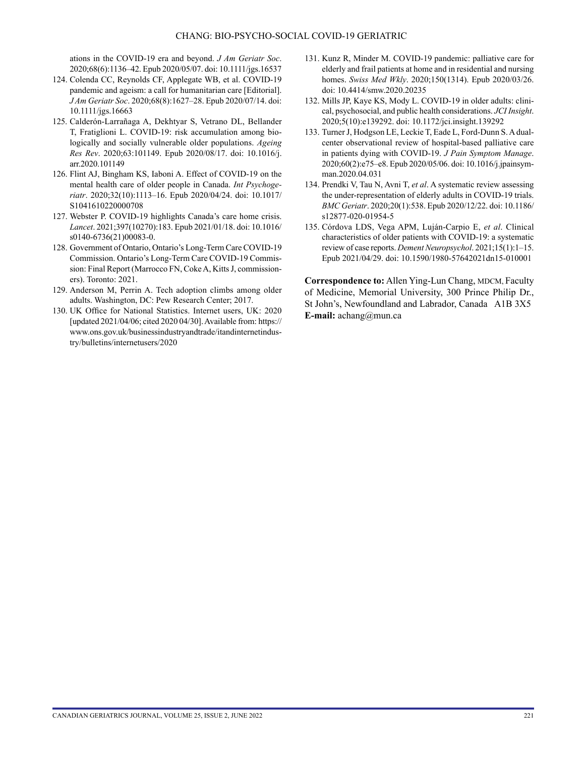ations in the COVID-19 era and beyond. *J Am Geriatr Soc*. 2020;68(6):1136–42. Epub 2020/05/07. doi: 10.1111/jgs.16537

124. Colenda CC, Reynolds CF, Applegate WB, et al. COVID-19 pandemic and ageism: a call for humanitarian care [Editorial]. *J Am Geriatr Soc*. 2020;68(8):1627–28. Epub 2020/07/14. doi: 10.1111/jgs.16663
125. Calderón-Larrañaga A, Dekhtyar S, Vetrano DL, Bellander T, Fratiglioni L. COVID-19: risk accumulation among biologically and socially vulnerable older populations. *Ageing Res Rev*. 2020;63:101149. Epub 2020/08/17. doi: 10.1016/j.arr.2020.101149
126. Flint AJ, Bingham KS, Iaboni A. Effect of COVID-19 on the mental health care of older people in Canada. *Int Psychogeriatr*. 2020;32(10):1113–16. Epub 2020/04/24. doi: 10.1017/S1041610220000708
127. Webster P. COVID-19 highlights Canada's care home crisis. *Lancet*. 2021;397(10270):183. Epub 2021/01/18. doi: 10.1016/s0140-6736(21)00083-0.
128. Government of Ontario, Ontario's Long-Term Care COVID-19 Commission. Ontario's Long-Term Care COVID-19 Commission: Final Report (Marrocco FN, Coke A, Kitts J, commissioners). Toronto: 2021.
129. Anderson M, Perrin A. Tech adoption climbs among older adults. Washington, DC: Pew Research Center; 2017.
130. UK Office for National Statistics. Internet users, UK: 2020 [updated 2021/04/06; cited 2020 04/30]. Available from: https://www.ons.gov.uk/businessindustryandtrade/itandinternetindustry/bulletins/internetusers/2020
131. Kunz R, Minder M. COVID-19 pandemic: palliative care for elderly and frail patients at home and in residential and nursing homes. *Swiss Med Wkly*. 2020;150(1314). Epub 2020/03/26. doi: 10.4414/smw.2020.20235
132. Mills JP, Kaye KS, Mody L. COVID-19 in older adults: clinical, psychosocial, and public health considerations. *JCI Insight*. 2020;5(10):e139292. doi: 10.1172/jci.insight.139292
133. Turner J, Hodgson LE, Leckie T, Eade L, Ford-Dunn S. A dual-center observational review of hospital-based palliative care in patients dying with COVID-19. *J Pain Symptom Manage*. 2020;60(2):e75–e8. Epub 2020/05/06. doi: 10.1016/j.jpainsymman.2020.04.031
134. Prendki V, Tau N, Avni T, *et al*. A systematic review assessing the under-representation of elderly adults in COVID-19 trials. *BMC Geriatr*. 2020;20(1):538. Epub 2020/12/22. doi: 10.1186/s12877-020-01954-5
135. Córdova LDS, Vega APM, Luján-Carpio E, *et al*. Clinical characteristics of older patients with COVID-19: a systematic review of case reports. *Dement Neuropsychol*. 2021;15(1):1–15. Epub 2021/04/29. doi: 10.1590/1980-57642021dn15-010001

**Correspondence to:** Allen Ying-Lun Chang, MDCM, Faculty of Medicine, Memorial University, 300 Prince Philip Dr., St John's, Newfoundland and Labrador, Canada A1B 3X5
**E-mail:** achang@mun.ca